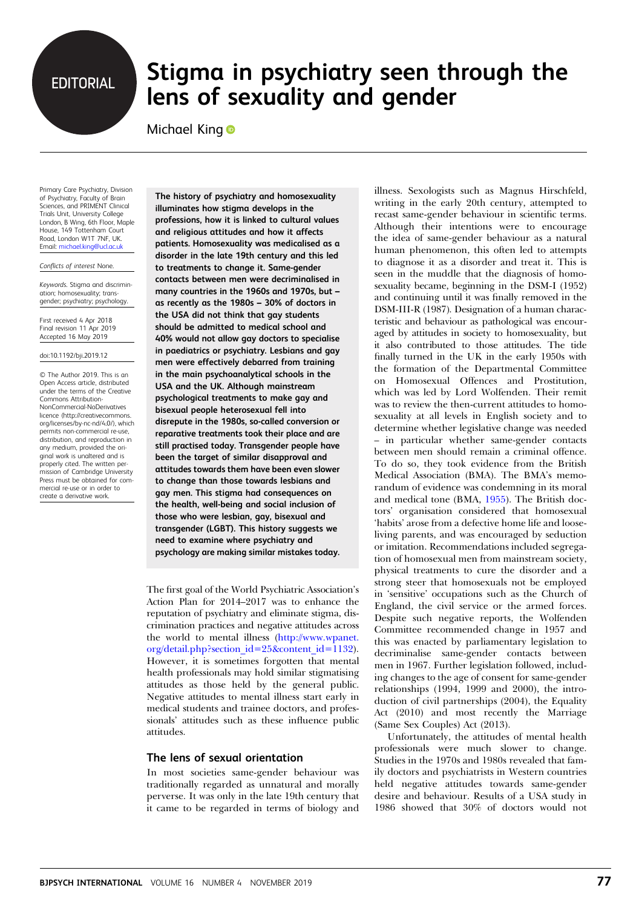EDITORIAL

# Stigma in psychiatry seen through the lens of sexuality and gender

Michael King

Primary Care Psychiatry, Division of Psychiatry, Faculty of Brain Sciences, and PRIMENT Clinical Trials Unit, University College London, B Wing, 6th Floor, Maple House, 149 Tottenham Court Road, London W1T 7NF, UK. Email: michael.king@ucl.ac.uk

*Conflicts of interest* None.

*Keywords.* Stigma and discrimination; homosexuality; transgender; psychiatry; psychology.

First received 4 Apr 2018
Final revision 11 Apr 2019
Accepted 16 May 2019

doi:10.1192/bji.2019.12

© The Author 2019. This is an Open Access article, distributed under the terms of the Creative Commons Attribution-NonCommercial-NoDerivatives licence (http://creativecommons.org/licenses/by-nc-nd/4.0/), which permits non-commercial re-use, distribution, and reproduction in any medium, provided the original work is unaltered and is properly cited. The written permission of Cambridge University Press must be obtained for commercial re-use or in order to create a derivative work.

**The history of psychiatry and homosexuality illuminates how stigma develops in the professions, how it is linked to cultural values and religious attitudes and how it affects patients. Homosexuality was medicalised as a disorder in the late 19th century and this led to treatments to change it. Same-gender contacts between men were decriminalised in many countries in the 1960s and 1970s, but – as recently as the 1980s – 30% of doctors in the USA did not think that gay students should be admitted to medical school and 40% would not allow gay doctors to specialise in paediatrics or psychiatry. Lesbians and gay men were effectively debarred from training in the main psychoanalytical schools in the USA and the UK. Although mainstream psychological treatments to make gay and bisexual people heterosexual fell into disrepute in the 1980s, so-called conversion or reparative treatments took their place and are still practised today. Transgender people have been the target of similar disapproval and attitudes towards them have been even slower to change than those towards lesbians and gay men. This stigma had consequences on the health, well-being and social inclusion of those who were lesbian, gay, bisexual and transgender (LGBT). This history suggests we need to examine where psychiatry and psychology are making similar mistakes today.**

The first goal of the World Psychiatric Association's Action Plan for 2014–2017 was to enhance the reputation of psychiatry and eliminate stigma, discrimination practices and negative attitudes across the world to mental illness (http://www.wpanet.org/detail.php?section_id=25&content_id=1132). However, it is sometimes forgotten that mental health professionals may hold similar stigmatising attitudes as those held by the general public. Negative attitudes to mental illness start early in medical students and trainee doctors, and professionals' attitudes such as these influence public attitudes.

## The lens of sexual orientation

In most societies same-gender behaviour was traditionally regarded as unnatural and morally perverse. It was only in the late 19th century that it came to be regarded in terms of biology and illness. Sexologists such as Magnus Hirschfeld, writing in the early 20th century, attempted to recast same-gender behaviour in scientific terms. Although their intentions were to encourage the idea of same-gender behaviour as a natural human phenomenon, this often led to attempts to diagnose it as a disorder and treat it. This is seen in the muddle that the diagnosis of homosexuality became, beginning in the DSM-I (1952) and continuing until it was finally removed in the DSM-III-R (1987). Designation of a human characteristic and behaviour as pathological was encouraged by attitudes in society to homosexuality, but it also contributed to those attitudes. The tide finally turned in the UK in the early 1950s with the formation of the Departmental Committee on Homosexual Offences and Prostitution, which was led by Lord Wolfenden. Their remit was to review the then-current attitudes to homosexuality at all levels in English society and to determine whether legislative change was needed – in particular whether same-gender contacts between men should remain a criminal offence. To do so, they took evidence from the British Medical Association (BMA). The BMA's memorandum of evidence was condemning in its moral and medical tone (BMA, 1955). The British doctors' organisation considered that homosexual 'habits' arose from a defective home life and loose-living parents, and was encouraged by seduction or imitation. Recommendations included segregation of homosexual men from mainstream society, physical treatments to cure the disorder and a strong steer that homosexuals not be employed in 'sensitive' occupations such as the Church of England, the civil service or the armed forces. Despite such negative reports, the Wolfenden Committee recommended change in 1957 and this was enacted by parliamentary legislation to decriminalise same-gender contacts between men in 1967. Further legislation followed, including changes to the age of consent for same-gender relationships (1994, 1999 and 2000), the introduction of civil partnerships (2004), the Equality Act (2010) and most recently the Marriage (Same Sex Couples) Act (2013).

Unfortunately, the attitudes of mental health professionals were much slower to change. Studies in the 1970s and 1980s revealed that family doctors and psychiatrists in Western countries held negative attitudes towards same-gender desire and behaviour. Results of a USA study in 1986 showed that 30% of doctors would not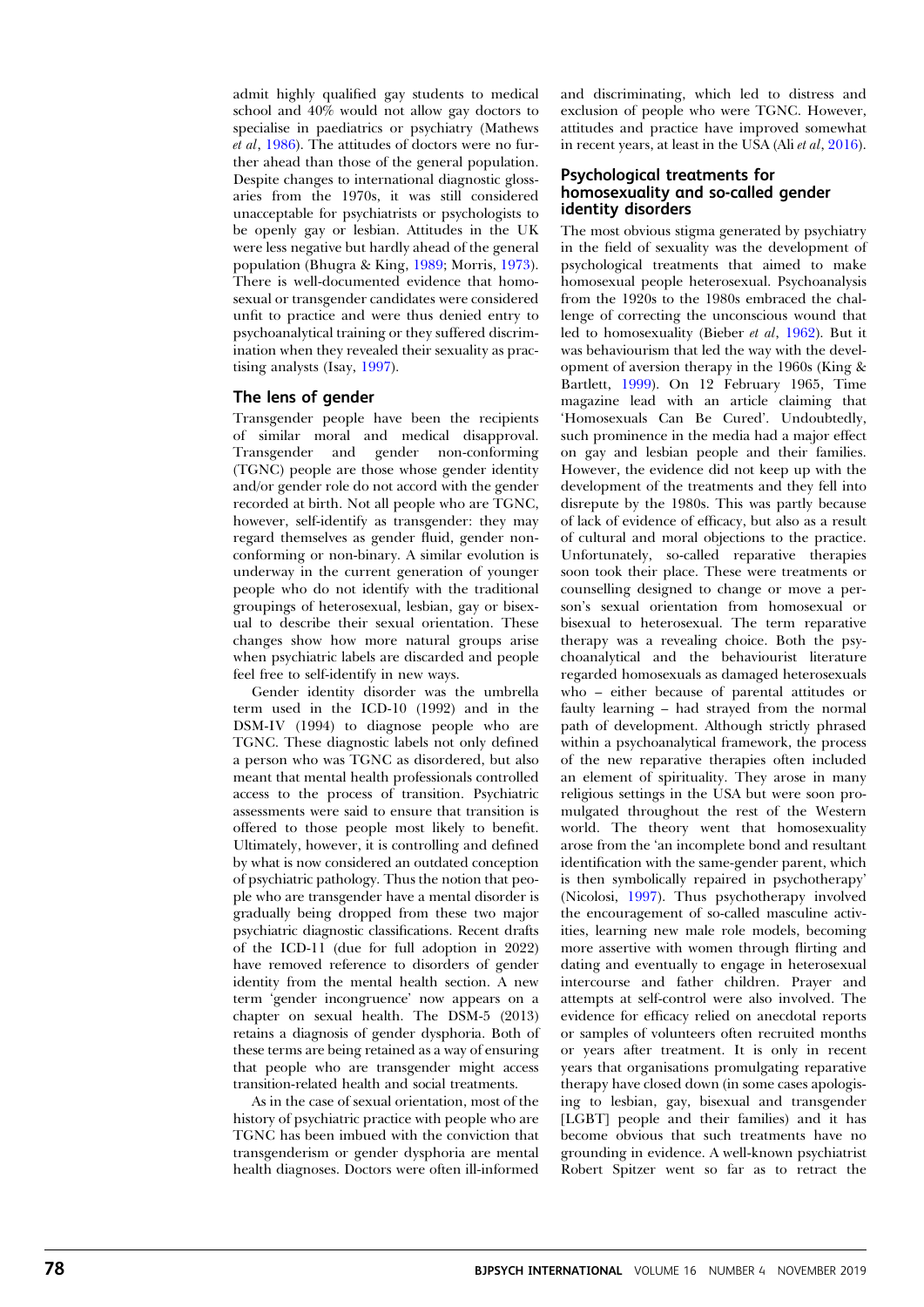admit highly qualified gay students to medical school and 40% would not allow gay doctors to specialise in paediatrics or psychiatry (Mathews *et al*, 1986). The attitudes of doctors were no further ahead than those of the general population. Despite changes to international diagnostic glossaries from the 1970s, it was still considered unacceptable for psychiatrists or psychologists to be openly gay or lesbian. Attitudes in the UK were less negative but hardly ahead of the general population (Bhugra & King, 1989; Morris, 1973). There is well-documented evidence that homosexual or transgender candidates were considered unfit to practice and were thus denied entry to psychoanalytical training or they suffered discrimination when they revealed their sexuality as practising analysts (Isay, 1997).

## The lens of gender

Transgender people have been the recipients of similar moral and medical disapproval. Transgender and gender non-conforming (TGNC) people are those whose gender identity and/or gender role do not accord with the gender recorded at birth. Not all people who are TGNC, however, self-identify as transgender: they may regard themselves as gender fluid, gender non-conforming or non-binary. A similar evolution is underway in the current generation of younger people who do not identify with the traditional groupings of heterosexual, lesbian, gay or bisexual to describe their sexual orientation. These changes show how more natural groups arise when psychiatric labels are discarded and people feel free to self-identify in new ways.

Gender identity disorder was the umbrella term used in the ICD-10 (1992) and in the DSM-IV (1994) to diagnose people who are TGNC. These diagnostic labels not only defined a person who was TGNC as disordered, but also meant that mental health professionals controlled access to the process of transition. Psychiatric assessments were said to ensure that transition is offered to those people most likely to benefit. Ultimately, however, it is controlling and defined by what is now considered an outdated conception of psychiatric pathology. Thus the notion that people who are transgender have a mental disorder is gradually being dropped from these two major psychiatric diagnostic classifications. Recent drafts of the ICD-11 (due for full adoption in 2022) have removed reference to disorders of gender identity from the mental health section. A new term 'gender incongruence' now appears on a chapter on sexual health. The DSM-5 (2013) retains a diagnosis of gender dysphoria. Both of these terms are being retained as a way of ensuring that people who are transgender might access transition-related health and social treatments.

As in the case of sexual orientation, most of the history of psychiatric practice with people who are TGNC has been imbued with the conviction that transgenderism or gender dysphoria are mental health diagnoses. Doctors were often ill-informed and discriminating, which led to distress and exclusion of people who were TGNC. However, attitudes and practice have improved somewhat in recent years, at least in the USA (Ali *et al*, 2016).

## Psychological treatments for homosexuality and so-called gender identity disorders

The most obvious stigma generated by psychiatry in the field of sexuality was the development of psychological treatments that aimed to make homosexual people heterosexual. Psychoanalysis from the 1920s to the 1980s embraced the challenge of correcting the unconscious wound that led to homosexuality (Bieber *et al*, 1962). But it was behaviourism that led the way with the development of aversion therapy in the 1960s (King & Bartlett, 1999). On 12 February 1965, Time magazine lead with an article claiming that 'Homosexuals Can Be Cured'. Undoubtedly, such prominence in the media had a major effect on gay and lesbian people and their families. However, the evidence did not keep up with the development of the treatments and they fell into disrepute by the 1980s. This was partly because of lack of evidence of efficacy, but also as a result of cultural and moral objections to the practice. Unfortunately, so-called reparative therapies soon took their place. These were treatments or counselling designed to change or move a person's sexual orientation from homosexual or bisexual to heterosexual. The term reparative therapy was a revealing choice. Both the psychoanalytical and the behaviourist literature regarded homosexuals as damaged heterosexuals who – either because of parental attitudes or faulty learning – had strayed from the normal path of development. Although strictly phrased within a psychoanalytical framework, the process of the new reparative therapies often included an element of spirituality. They arose in many religious settings in the USA but were soon promulgated throughout the rest of the Western world. The theory went that homosexuality arose from the 'an incomplete bond and resultant identification with the same-gender parent, which is then symbolically repaired in psychotherapy' (Nicolosi, 1997). Thus psychotherapy involved the encouragement of so-called masculine activities, learning new male role models, becoming more assertive with women through flirting and dating and eventually to engage in heterosexual intercourse and father children. Prayer and attempts at self-control were also involved. The evidence for efficacy relied on anecdotal reports or samples of volunteers often recruited months or years after treatment. It is only in recent years that organisations promulgating reparative therapy have closed down (in some cases apologising to lesbian, gay, bisexual and transgender [LGBT] people and their families) and it has become obvious that such treatments have no grounding in evidence. A well-known psychiatrist Robert Spitzer went so far as to retract the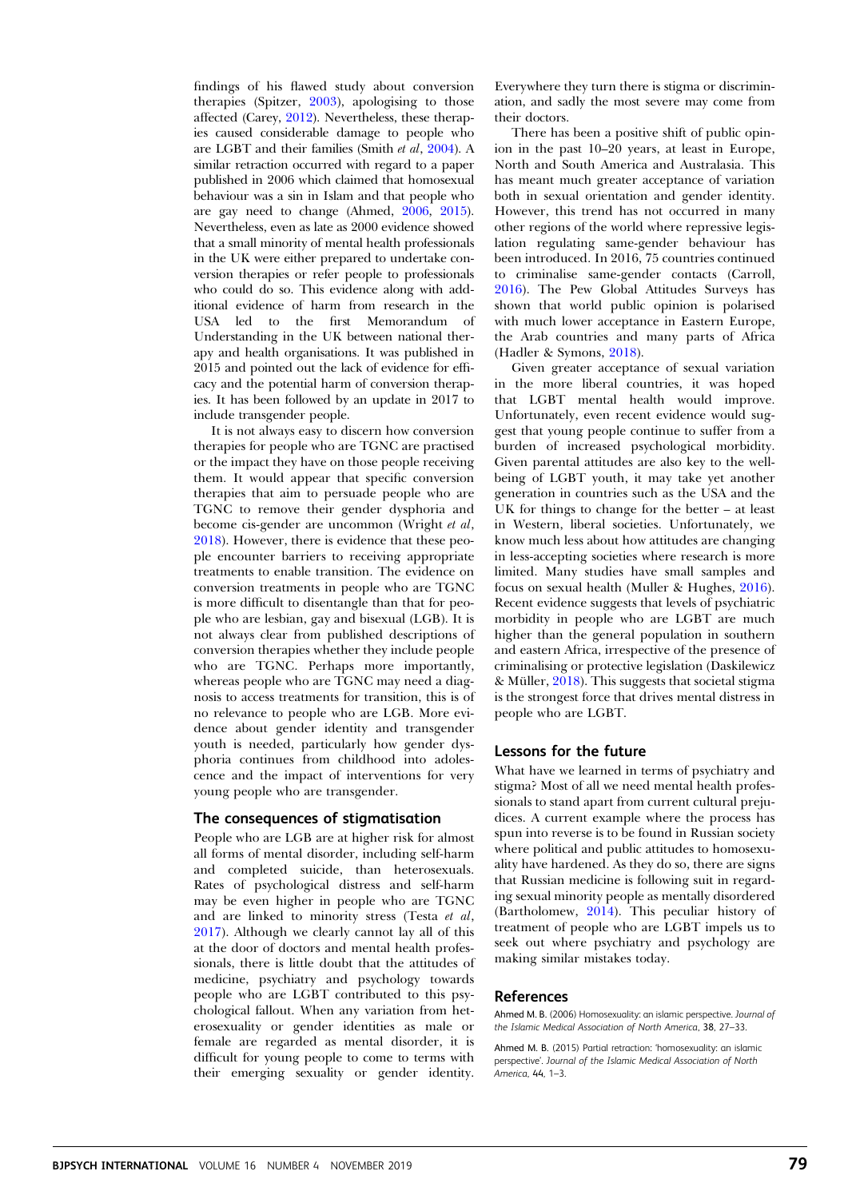findings of his flawed study about conversion therapies (Spitzer, 2003), apologising to those affected (Carey, 2012). Nevertheless, these therapies caused considerable damage to people who are LGBT and their families (Smith *et al*, 2004). A similar retraction occurred with regard to a paper published in 2006 which claimed that homosexual behaviour was a sin in Islam and that people who are gay need to change (Ahmed, 2006, 2015). Nevertheless, even as late as 2000 evidence showed that a small minority of mental health professionals in the UK were either prepared to undertake conversion therapies or refer people to professionals who could do so. This evidence along with additional evidence of harm from research in the USA led to the first Memorandum of Understanding in the UK between national therapy and health organisations. It was published in 2015 and pointed out the lack of evidence for efficacy and the potential harm of conversion therapies. It has been followed by an update in 2017 to include transgender people.

It is not always easy to discern how conversion therapies for people who are TGNC are practised or the impact they have on those people receiving them. It would appear that specific conversion therapies that aim to persuade people who are TGNC to remove their gender dysphoria and become cis-gender are uncommon (Wright *et al*, 2018). However, there is evidence that these people encounter barriers to receiving appropriate treatments to enable transition. The evidence on conversion treatments in people who are TGNC is more difficult to disentangle than that for people who are lesbian, gay and bisexual (LGB). It is not always clear from published descriptions of conversion therapies whether they include people who are TGNC. Perhaps more importantly, whereas people who are TGNC may need a diagnosis to access treatments for transition, this is of no relevance to people who are LGB. More evidence about gender identity and transgender youth is needed, particularly how gender dysphoria continues from childhood into adolescence and the impact of interventions for very young people who are transgender.

## The consequences of stigmatisation

People who are LGB are at higher risk for almost all forms of mental disorder, including self-harm and completed suicide, than heterosexuals. Rates of psychological distress and self-harm may be even higher in people who are TGNC and are linked to minority stress (Testa *et al*, 2017). Although we clearly cannot lay all of this at the door of doctors and mental health professionals, there is little doubt that the attitudes of medicine, psychiatry and psychology towards people who are LGBT contributed to this psychological fallout. When any variation from heterosexuality or gender identities as male or female are regarded as mental disorder, it is difficult for young people to come to terms with their emerging sexuality or gender identity. Everywhere they turn there is stigma or discrimination, and sadly the most severe may come from their doctors.

There has been a positive shift of public opinion in the past 10–20 years, at least in Europe, North and South America and Australasia. This has meant much greater acceptance of variation both in sexual orientation and gender identity. However, this trend has not occurred in many other regions of the world where repressive legislation regulating same-gender behaviour has been introduced. In 2016, 75 countries continued to criminalise same-gender contacts (Carroll, 2016). The Pew Global Attitudes Surveys has shown that world public opinion is polarised with much lower acceptance in Eastern Europe, the Arab countries and many parts of Africa (Hadler & Symons, 2018).

Given greater acceptance of sexual variation in the more liberal countries, it was hoped that LGBT mental health would improve. Unfortunately, even recent evidence would suggest that young people continue to suffer from a burden of increased psychological morbidity. Given parental attitudes are also key to the wellbeing of LGBT youth, it may take yet another generation in countries such as the USA and the UK for things to change for the better – at least in Western, liberal societies. Unfortunately, we know much less about how attitudes are changing in less-accepting societies where research is more limited. Many studies have small samples and focus on sexual health (Muller & Hughes, 2016). Recent evidence suggests that levels of psychiatric morbidity in people who are LGBT are much higher than the general population in southern and eastern Africa, irrespective of the presence of criminalising or protective legislation (Daskilewicz & Müller, 2018). This suggests that societal stigma is the strongest force that drives mental distress in people who are LGBT.

## Lessons for the future

What have we learned in terms of psychiatry and stigma? Most of all we need mental health professionals to stand apart from current cultural prejudices. A current example where the process has spun into reverse is to be found in Russian society where political and public attitudes to homosexuality have hardened. As they do so, there are signs that Russian medicine is following suit in regarding sexual minority people as mentally disordered (Bartholomew, 2014). This peculiar history of treatment of people who are LGBT impels us to seek out where psychiatry and psychology are making similar mistakes today.

## References

Ahmed M. B. (2006) Homosexuality: an islamic perspective. *Journal of the Islamic Medical Association of North America*, **38**, 27–33.

Ahmed M. B. (2015) Partial retraction: 'homosexuality: an islamic perspective'. *Journal of the Islamic Medical Association of North America*, **44**, 1–3.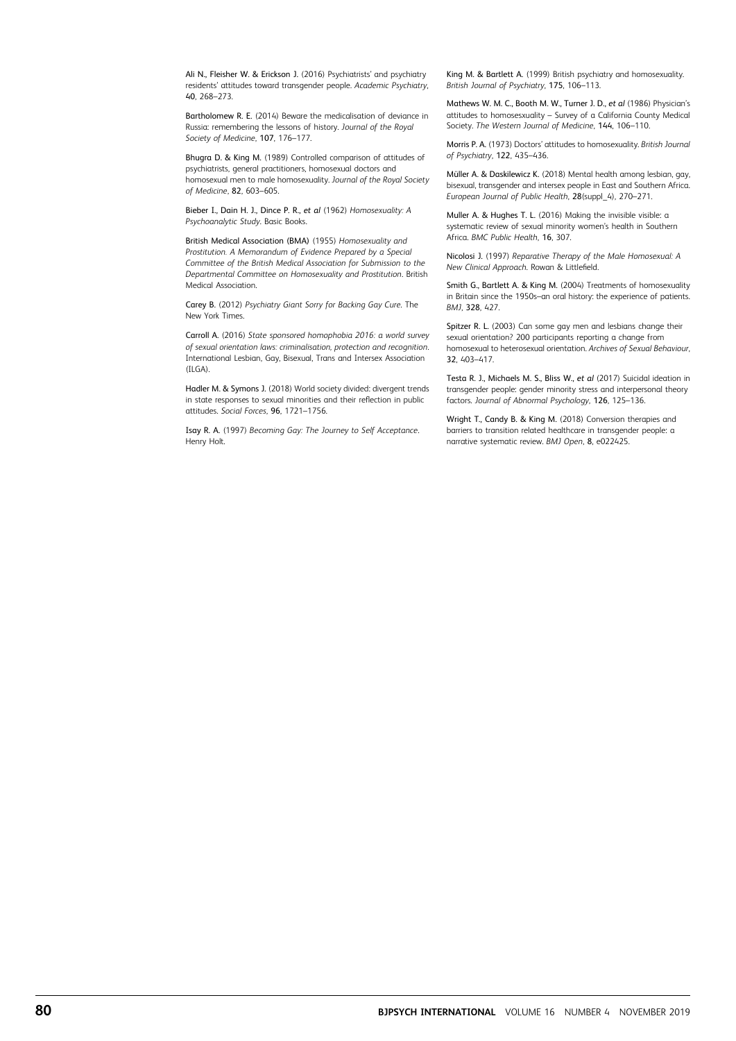Ali N., Fleisher W. & Erickson J. (2016) Psychiatrists' and psychiatry residents' attitudes toward transgender people. *Academic Psychiatry*, **40**, 268–273.

Bartholomew R. E. (2014) Beware the medicalisation of deviance in Russia: remembering the lessons of history. *Journal of the Royal Society of Medicine*, **107**, 176–177.

Bhugra D. & King M. (1989) Controlled comparison of attitudes of psychiatrists, general practitioners, homosexual doctors and homosexual men to male homosexuality. *Journal of the Royal Society of Medicine*, **82**, 603–605.

Bieber I., Dain H. J., Dince P. R., *et al* (1962) *Homosexuality: A Psychoanalytic Study*. Basic Books.

British Medical Association (BMA) (1955) *Homosexuality and Prostitution. A Memorandum of Evidence Prepared by a Special Committee of the British Medical Association for Submission to the Departmental Committee on Homosexuality and Prostitution*. British Medical Association.

Carey B. (2012) *Psychiatry Giant Sorry for Backing Gay Cure*. The New York Times.

Carroll A. (2016) *State sponsored homophobia 2016: a world survey of sexual orientation laws: criminalisation, protection and recognition*. International Lesbian, Gay, Bisexual, Trans and Intersex Association (ILGA).

Hadler M. & Symons J. (2018) World society divided: divergent trends in state responses to sexual minorities and their reflection in public attitudes. *Social Forces*, **96**, 1721–1756.

Isay R. A. (1997) *Becoming Gay: The Journey to Self Acceptance*. Henry Holt.

King M. & Bartlett A. (1999) British psychiatry and homosexuality. *British Journal of Psychiatry*, **175**, 106–113.

Mathews W. M. C., Booth M. W., Turner J. D., *et al* (1986) Physician's attitudes to homosexuality – Survey of a California County Medical Society. *The Western Journal of Medicine*, **144**, 106–110.

Morris P. A. (1973) Doctors' attitudes to homosexuality. *British Journal of Psychiatry*, **122**, 435–436.

Müller A. & Daskilewicz K. (2018) Mental health among lesbian, gay, bisexual, transgender and intersex people in East and Southern Africa. *European Journal of Public Health*, **28**(suppl_4), 270–271.

Muller A. & Hughes T. L. (2016) Making the invisible visible: a systematic review of sexual minority women's health in Southern Africa. *BMC Public Health*, **16**, 307.

Nicolosi J. (1997) *Reparative Therapy of the Male Homosexual: A New Clinical Approach*. Rowan & Littlefield.

Smith G., Bartlett A. & King M. (2004) Treatments of homosexuality in Britain since the 1950s–an oral history: the experience of patients. *BMJ*, **328**, 427.

Spitzer R. L. (2003) Can some gay men and lesbians change their sexual orientation? 200 participants reporting a change from homosexual to heterosexual orientation. *Archives of Sexual Behaviour*, **32**, 403–417.

Testa R. J., Michaels M. S., Bliss W., *et al* (2017) Suicidal ideation in transgender people: gender minority stress and interpersonal theory factors. *Journal of Abnormal Psychology*, **126**, 125–136.

Wright T., Candy B. & King M. (2018) Conversion therapies and barriers to transition related healthcare in transgender people: a narrative systematic review. *BMJ Open*, **8**, e022425.